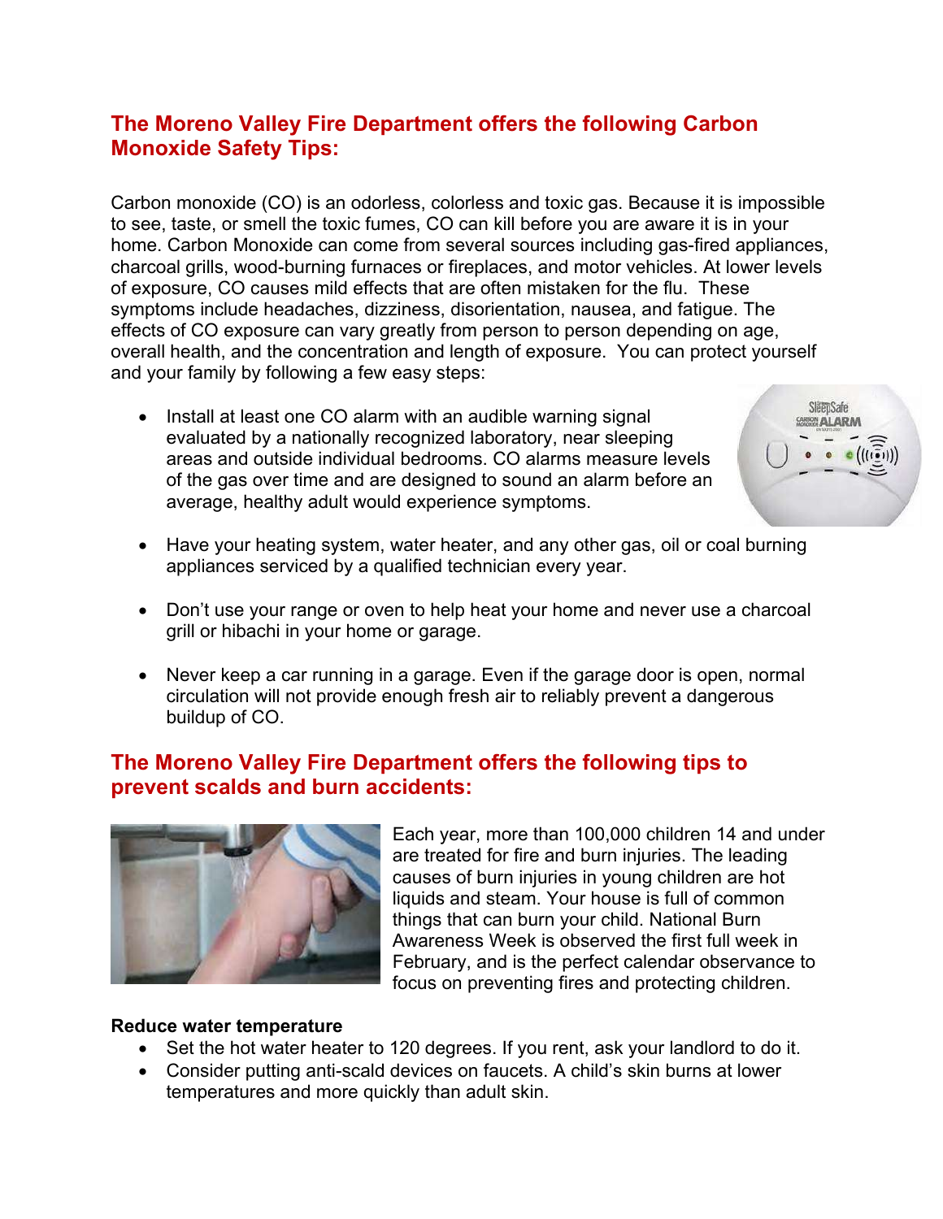## The Moreno Valley Fire Department offers the following Carbon Monoxide Safety Tips:

Carbon monoxide (CO) is an odorless, colorless and toxic gas. Because it is impossible to see, taste, or smell the toxic fumes, CO can kill before you are aware it is in your home. Carbon Monoxide can come from several sources including gas-fired appliances, charcoal grills, wood-burning furnaces or fireplaces, and motor vehicles. At lower levels of exposure, CO causes mild effects that are often mistaken for the flu. These symptoms include headaches, dizziness, disorientation, nausea, and fatigue. The effects of CO exposure can vary greatly from person to person depending on age, overall health, and the concentration and length of exposure. You can protect yourself and your family by following a few easy steps:

- Install at least one CO alarm with an audible warning signal evaluated by a nationally recognized laboratory, near sleeping areas and outside individual bedrooms. CO alarms measure levels of the gas over time and are designed to sound an alarm before an average, healthy adult would experience symptoms.
- Have your heating system, water heater, and any other gas, oil or coal burning appliances serviced by a qualified technician every year.
- Don't use your range or oven to help heat your home and never use a charcoal grill or hibachi in your home or garage.
- Never keep a car running in a garage. Even if the garage door is open, normal circulation will not provide enough fresh air to reliably prevent a dangerous buildup of CO.

## The Moreno Valley Fire Department offers the following tips to prevent scalds and burn accidents:

Each year, more than 100,000 children 14 and under are treated for fire and burn injuries. The leading causes of burn injuries in young children are hot liquids and steam. Your house is full of common things that can burn your child. National Burn Awareness Week is observed the first full week in February, and is the perfect calendar observance to focus on preventing fires and protecting children.

**Reduce water temperature**

- Set the hot water heater to 120 degrees. If you rent, ask your landlord to do it.
- Consider putting anti-scald devices on faucets. A child's skin burns at lower temperatures and more quickly than adult skin.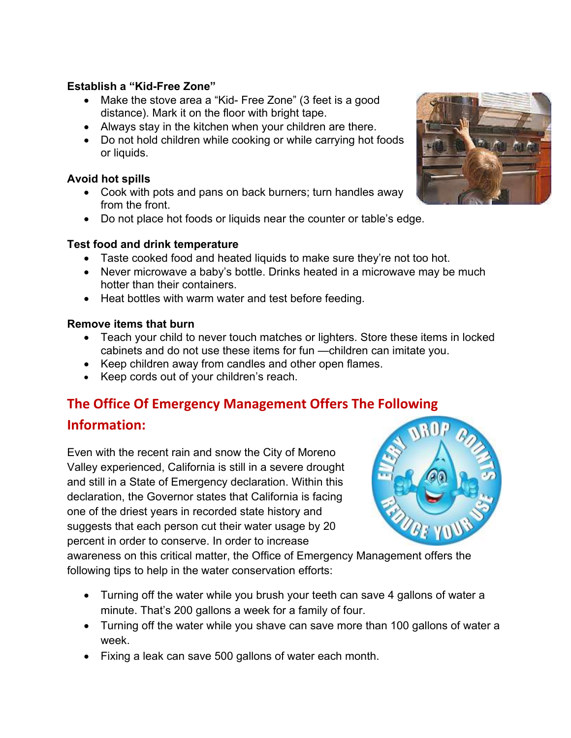**Establish a “Kid-Free Zone”**

- Make the stove area a “Kid- Free Zone” (3 feet is a good distance). Mark it on the floor with bright tape.
- Always stay in the kitchen when your children are there.
- Do not hold children while cooking or while carrying hot foods or liquids.

**Avoid hot spills**

- Cook with pots and pans on back burners; turn handles away from the front.
- Do not place hot foods or liquids near the counter or table’s edge.

**Test food and drink temperature**

- Taste cooked food and heated liquids to make sure they’re not too hot.
- Never microwave a baby’s bottle. Drinks heated in a microwave may be much hotter than their containers.
- Heat bottles with warm water and test before feeding.

**Remove items that burn**

- Teach your child to never touch matches or lighters. Store these items in locked cabinets and do not use these items for fun —children can imitate you.
- Keep children away from candles and other open flames.
- Keep cords out of your children’s reach.

## The Office Of Emergency Management Offers The Following Information:

Even with the recent rain and snow the City of Moreno Valley experienced, California is still in a severe drought and still in a State of Emergency declaration. Within this declaration, the Governor states that California is facing one of the driest years in recorded state history and suggests that each person cut their water usage by 20 percent in order to conserve. In order to increase awareness on this critical matter, the Office of Emergency Management offers the following tips to help in the water conservation efforts:

- Turning off the water while you brush your teeth can save 4 gallons of water a minute. That’s 200 gallons a week for a family of four.
- Turning off the water while you shave can save more than 100 gallons of water a week.
- Fixing a leak can save 500 gallons of water each month.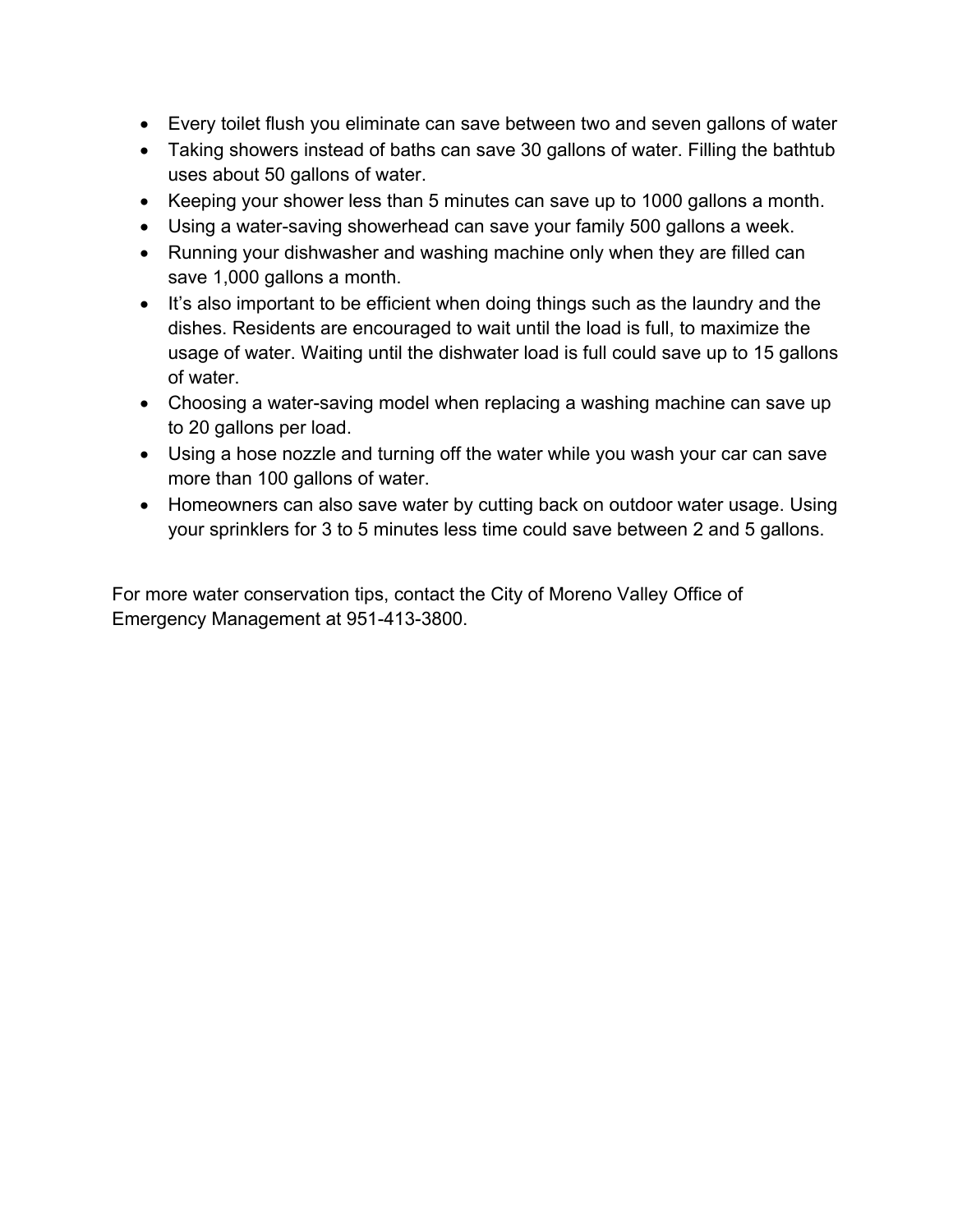- Every toilet flush you eliminate can save between two and seven gallons of water
- Taking showers instead of baths can save 30 gallons of water. Filling the bathtub uses about 50 gallons of water.
- Keeping your shower less than 5 minutes can save up to 1000 gallons a month.
- Using a water-saving showerhead can save your family 500 gallons a week.
- Running your dishwasher and washing machine only when they are filled can save 1,000 gallons a month.
- It's also important to be efficient when doing things such as the laundry and the dishes. Residents are encouraged to wait until the load is full, to maximize the usage of water. Waiting until the dishwater load is full could save up to 15 gallons of water.
- Choosing a water-saving model when replacing a washing machine can save up to 20 gallons per load.
- Using a hose nozzle and turning off the water while you wash your car can save more than 100 gallons of water.
- Homeowners can also save water by cutting back on outdoor water usage. Using your sprinklers for 3 to 5 minutes less time could save between 2 and 5 gallons.

For more water conservation tips, contact the City of Moreno Valley Office of Emergency Management at 951-413-3800.